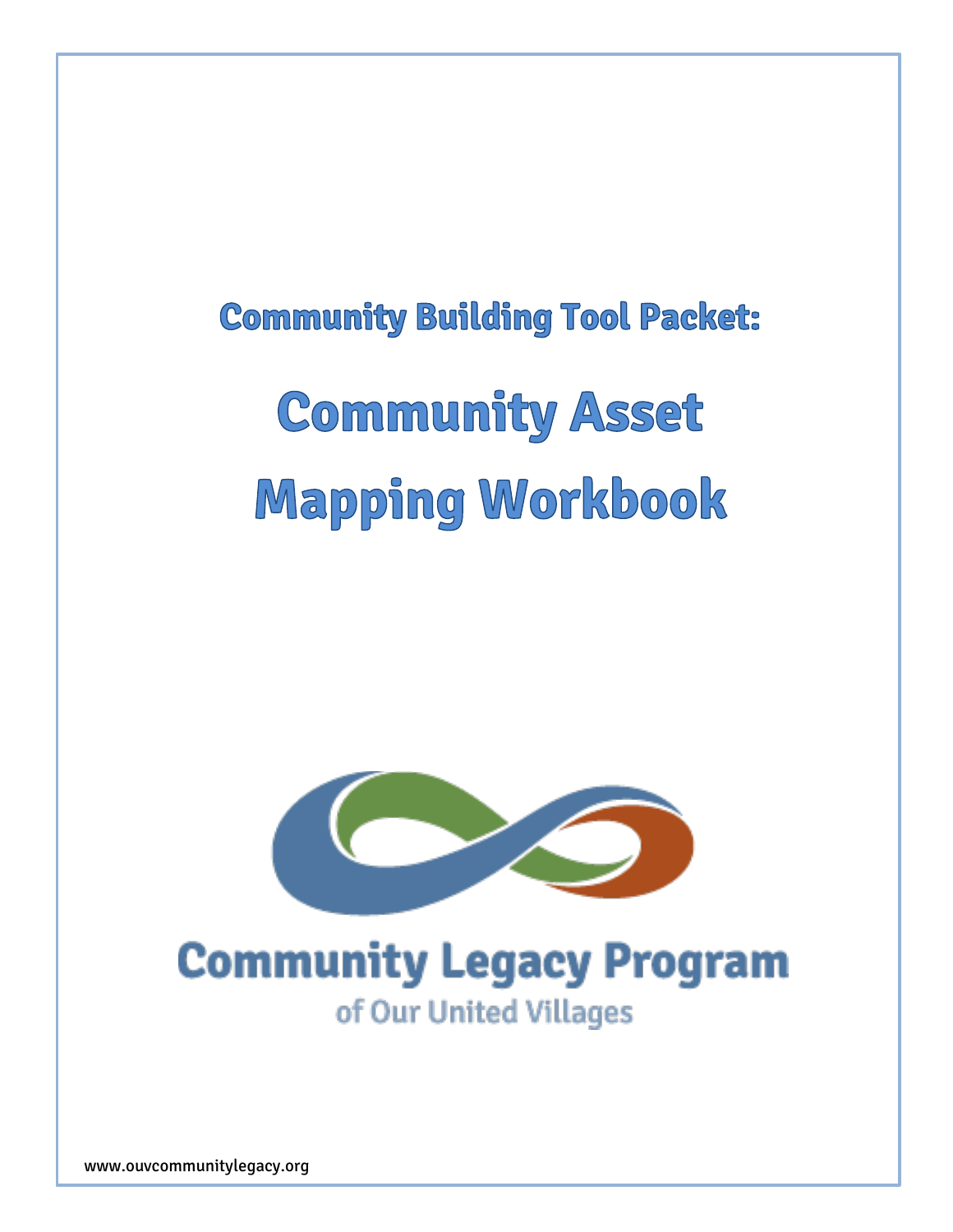## Community Building Tool Packet:

# Community Asset Mapping Workbook

Community Legacy Program

of Our United Villages

www.ouvcommunitylegacy.org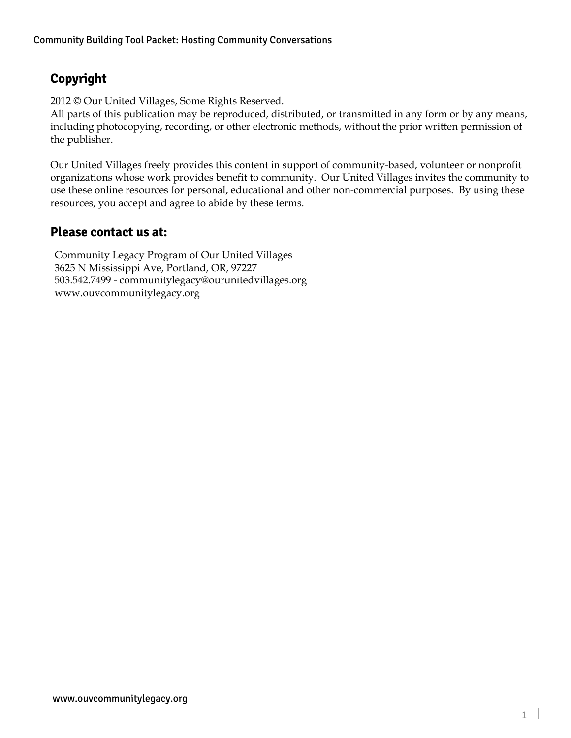## Copyright

2012 © Our United Villages, Some Rights Reserved.
All parts of this publication may be reproduced, distributed, or transmitted in any form or by any means, including photocopying, recording, or other electronic methods, without the prior written permission of the publisher.

Our United Villages freely provides this content in support of community-based, volunteer or nonprofit organizations whose work provides benefit to community. Our United Villages invites the community to use these online resources for personal, educational and other non-commercial purposes. By using these resources, you accept and agree to abide by these terms.

## Please contact us at:

Community Legacy Program of Our United Villages
3625 N Mississippi Ave, Portland, OR, 97227
503.542.7499 - communitylegacy@ourunitedvillages.org
www.ouvcommunitylegacy.org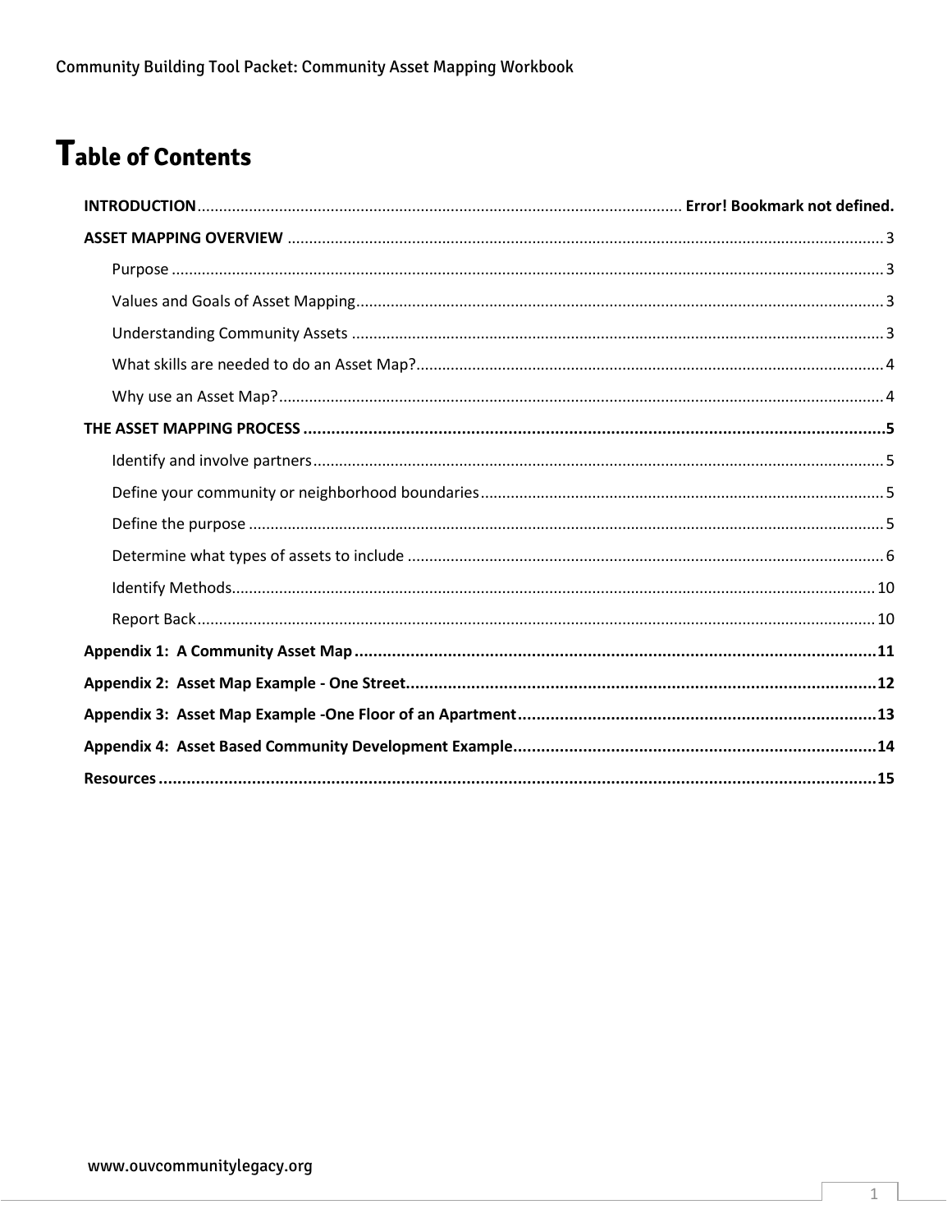# Table of Contents

**INTRODUCTION** ........ **Error! Bookmark not defined.**

**ASSET MAPPING OVERVIEW** ........ 3

- Purpose ........ 3
- Values and Goals of Asset Mapping ........ 3
- Understanding Community Assets ........ 3
- What skills are needed to do an Asset Map? ........ 4
- Why use an Asset Map? ........ 4

**THE ASSET MAPPING PROCESS** ........ **5**

- Identify and involve partners ........ 5
- Define your community or neighborhood boundaries ........ 5
- Define the purpose ........ 5
- Determine what types of assets to include ........ 6
- Identify Methods ........ 10
- Report Back ........ 10

**Appendix 1: A Community Asset Map** ........ **11**

**Appendix 2: Asset Map Example - One Street** ........ **12**

**Appendix 3: Asset Map Example -One Floor of an Apartment** ........ **13**

**Appendix 4: Asset Based Community Development Example** ........ **14**

**Resources** ........ **15**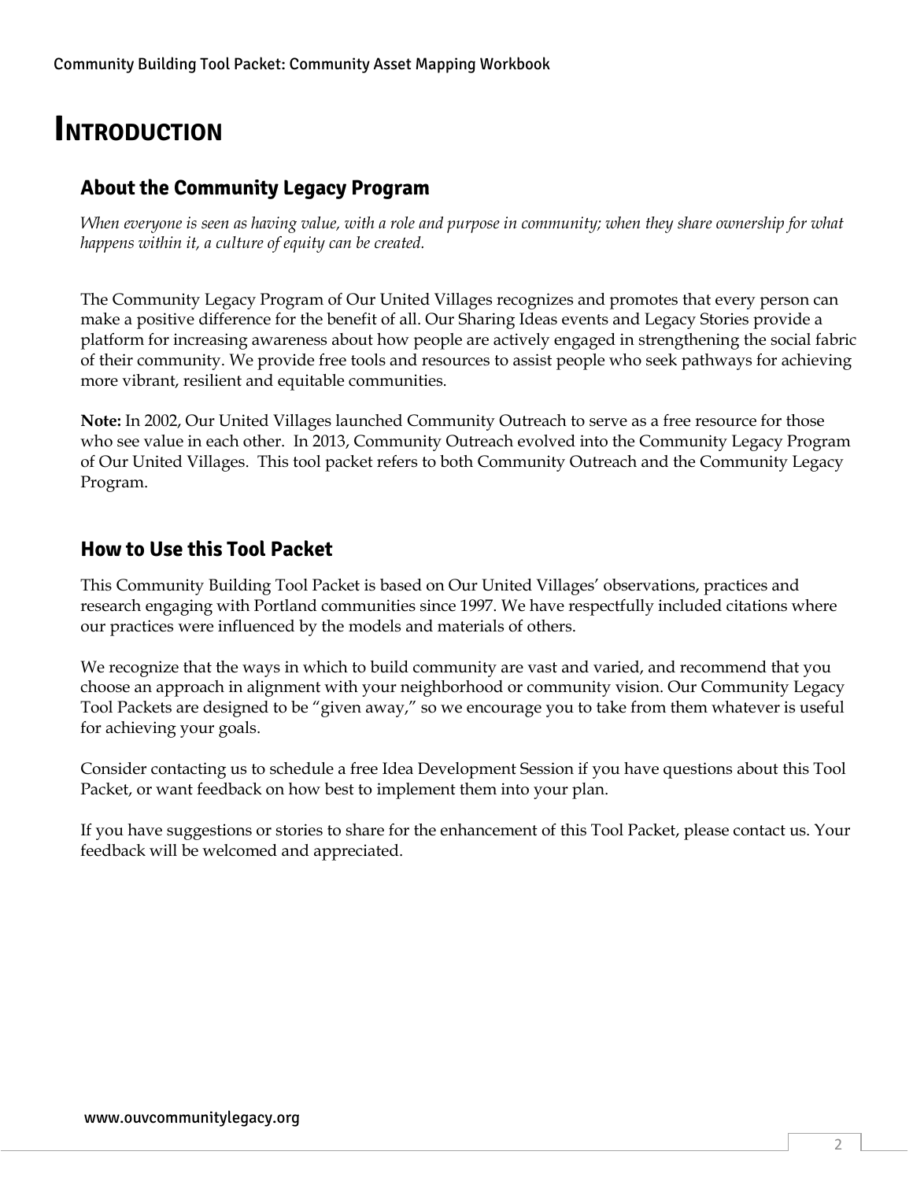# INTRODUCTION

## About the Community Legacy Program

*When everyone is seen as having value, with a role and purpose in community; when they share ownership for what happens within it, a culture of equity can be created.*

The Community Legacy Program of Our United Villages recognizes and promotes that every person can make a positive difference for the benefit of all. Our Sharing Ideas events and Legacy Stories provide a platform for increasing awareness about how people are actively engaged in strengthening the social fabric of their community. We provide free tools and resources to assist people who seek pathways for achieving more vibrant, resilient and equitable communities.

**Note:** In 2002, Our United Villages launched Community Outreach to serve as a free resource for those who see value in each other. In 2013, Community Outreach evolved into the Community Legacy Program of Our United Villages. This tool packet refers to both Community Outreach and the Community Legacy Program.

## How to Use this Tool Packet

This Community Building Tool Packet is based on Our United Villages' observations, practices and research engaging with Portland communities since 1997. We have respectfully included citations where our practices were influenced by the models and materials of others.

We recognize that the ways in which to build community are vast and varied, and recommend that you choose an approach in alignment with your neighborhood or community vision. Our Community Legacy Tool Packets are designed to be "given away," so we encourage you to take from them whatever is useful for achieving your goals.

Consider contacting us to schedule a free Idea Development Session if you have questions about this Tool Packet, or want feedback on how best to implement them into your plan.

If you have suggestions or stories to share for the enhancement of this Tool Packet, please contact us. Your feedback will be welcomed and appreciated.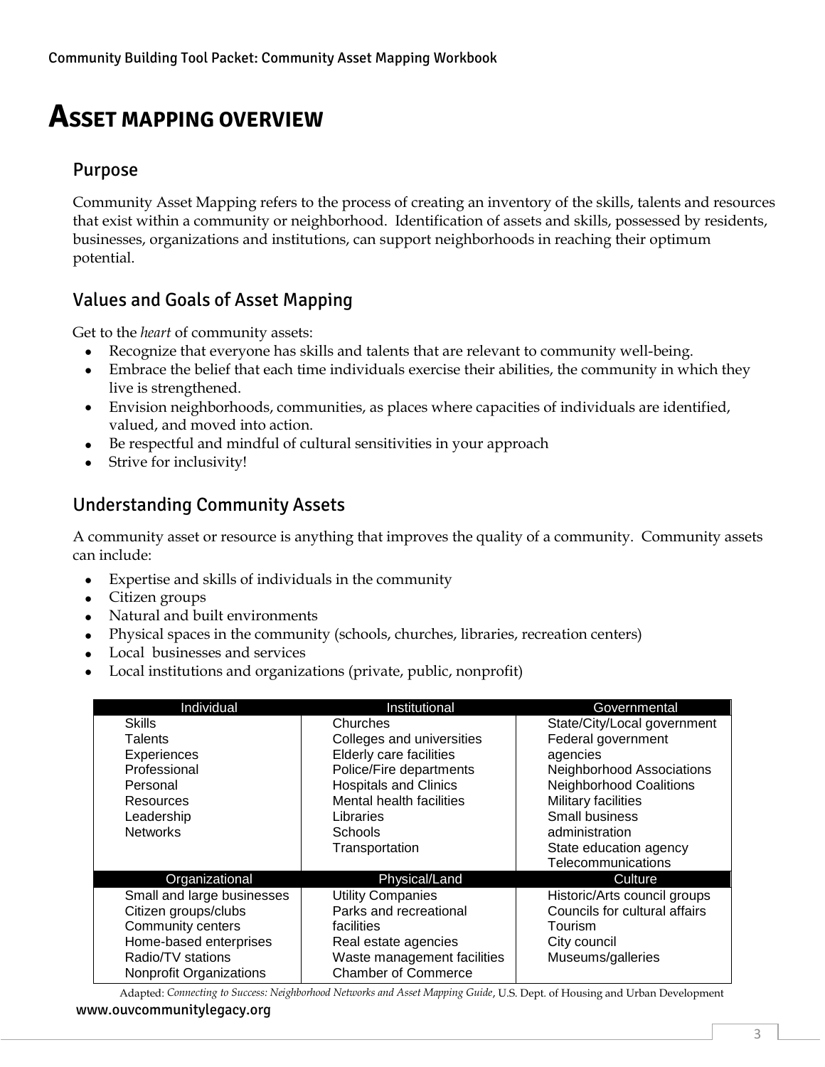# ASSET MAPPING OVERVIEW

## Purpose

Community Asset Mapping refers to the process of creating an inventory of the skills, talents and resources that exist within a community or neighborhood. Identification of assets and skills, possessed by residents, businesses, organizations and institutions, can support neighborhoods in reaching their optimum potential.

## Values and Goals of Asset Mapping

Get to the *heart* of community assets:

- Recognize that everyone has skills and talents that are relevant to community well-being.
- Embrace the belief that each time individuals exercise their abilities, the community in which they live is strengthened.
- Envision neighborhoods, communities, as places where capacities of individuals are identified, valued, and moved into action.
- Be respectful and mindful of cultural sensitivities in your approach
- Strive for inclusivity!

## Understanding Community Assets

A community asset or resource is anything that improves the quality of a community. Community assets can include:

- Expertise and skills of individuals in the community
- Citizen groups
- Natural and built environments
- Physical spaces in the community (schools, churches, libraries, recreation centers)
- Local businesses and services
- Local institutions and organizations (private, public, nonprofit)

| Individual | Institutional | Governmental |
|---|---|---|
| Skills<br>Talents<br>Experiences<br>Professional<br>Personal<br>Resources<br>Leadership<br>Networks | Churches<br>Colleges and universities<br>Elderly care facilities<br>Police/Fire departments<br>Hospitals and Clinics<br>Mental health facilities<br>Libraries<br>Schools<br>Transportation | State/City/Local government<br>Federal government agencies<br>Neighborhood Associations<br>Neighborhood Coalitions<br>Military facilities<br>Small business administration<br>State education agency<br>Telecommunications |
| **Organizational** | **Physical/Land** | **Culture** |
| Small and large businesses<br>Citizen groups/clubs<br>Community centers<br>Home-based enterprises<br>Radio/TV stations<br>Nonprofit Organizations | Utility Companies<br>Parks and recreational facilities<br>Real estate agencies<br>Waste management facilities<br>Chamber of Commerce | Historic/Arts council groups<br>Councils for cultural affairs<br>Tourism<br>City council<br>Museums/galleries |

Adapted: *Connecting to Success: Neighborhood Networks and Asset Mapping Guide*, U.S. Dept. of Housing and Urban Development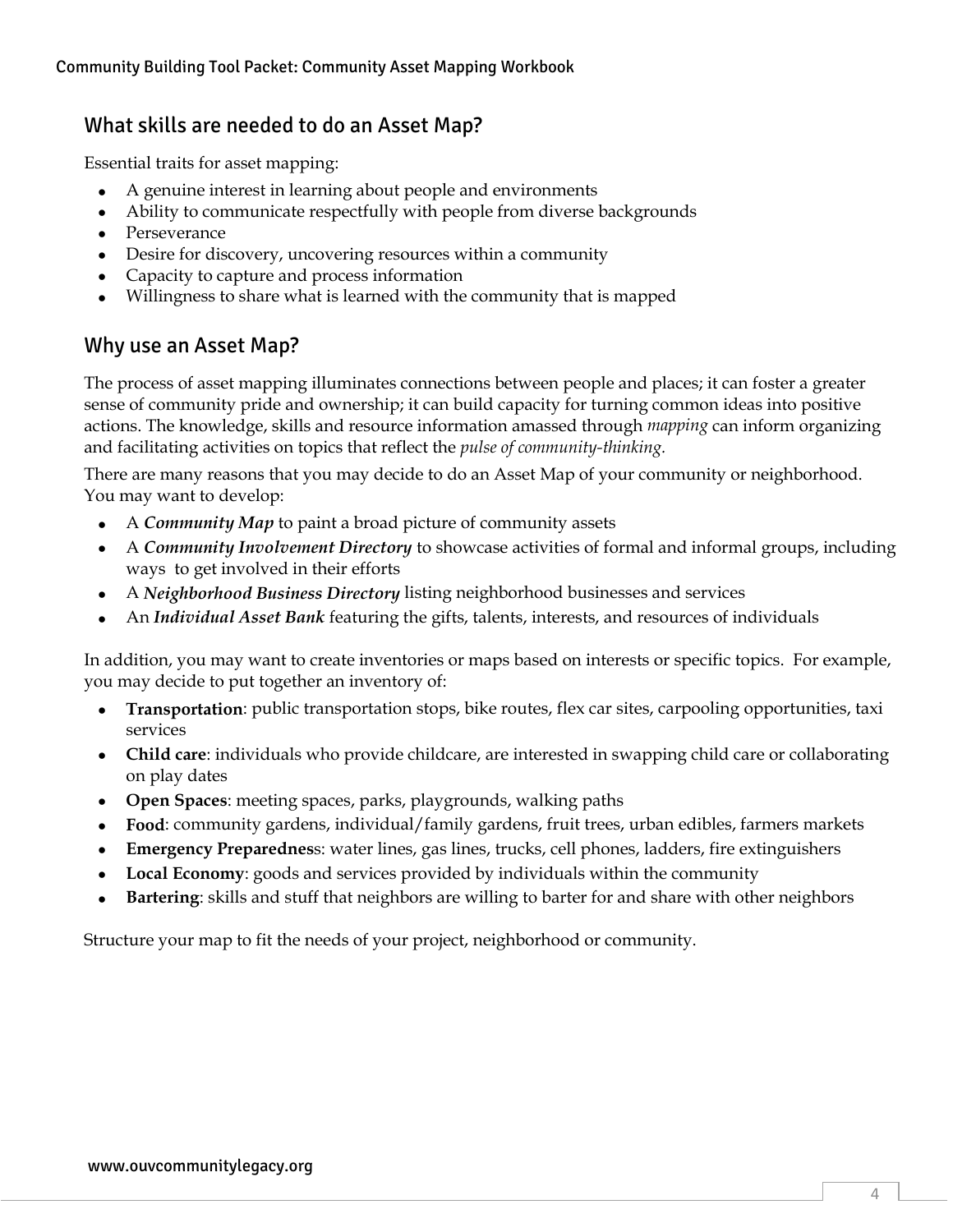## What skills are needed to do an Asset Map?

Essential traits for asset mapping:

- A genuine interest in learning about people and environments
- Ability to communicate respectfully with people from diverse backgrounds
- Perseverance
- Desire for discovery, uncovering resources within a community
- Capacity to capture and process information
- Willingness to share what is learned with the community that is mapped

## Why use an Asset Map?

The process of asset mapping illuminates connections between people and places; it can foster a greater sense of community pride and ownership; it can build capacity for turning common ideas into positive actions. The knowledge, skills and resource information amassed through *mapping* can inform organizing and facilitating activities on topics that reflect the *pulse of community-thinking.*

There are many reasons that you may decide to do an Asset Map of your community or neighborhood. You may want to develop:

- A ***Community Map*** to paint a broad picture of community assets
- A ***Community Involvement Directory*** to showcase activities of formal and informal groups, including ways to get involved in their efforts
- A ***Neighborhood Business Directory*** listing neighborhood businesses and services
- An ***Individual Asset Bank*** featuring the gifts, talents, interests, and resources of individuals

In addition, you may want to create inventories or maps based on interests or specific topics. For example, you may decide to put together an inventory of:

- **Transportation**: public transportation stops, bike routes, flex car sites, carpooling opportunities, taxi services
- **Child care**: individuals who provide childcare, are interested in swapping child care or collaborating on play dates
- **Open Spaces**: meeting spaces, parks, playgrounds, walking paths
- **Food**: community gardens, individual/family gardens, fruit trees, urban edibles, farmers markets
- **Emergency Preparednes**s: water lines, gas lines, trucks, cell phones, ladders, fire extinguishers
- **Local Economy**: goods and services provided by individuals within the community
- **Bartering**: skills and stuff that neighbors are willing to barter for and share with other neighbors

Structure your map to fit the needs of your project, neighborhood or community.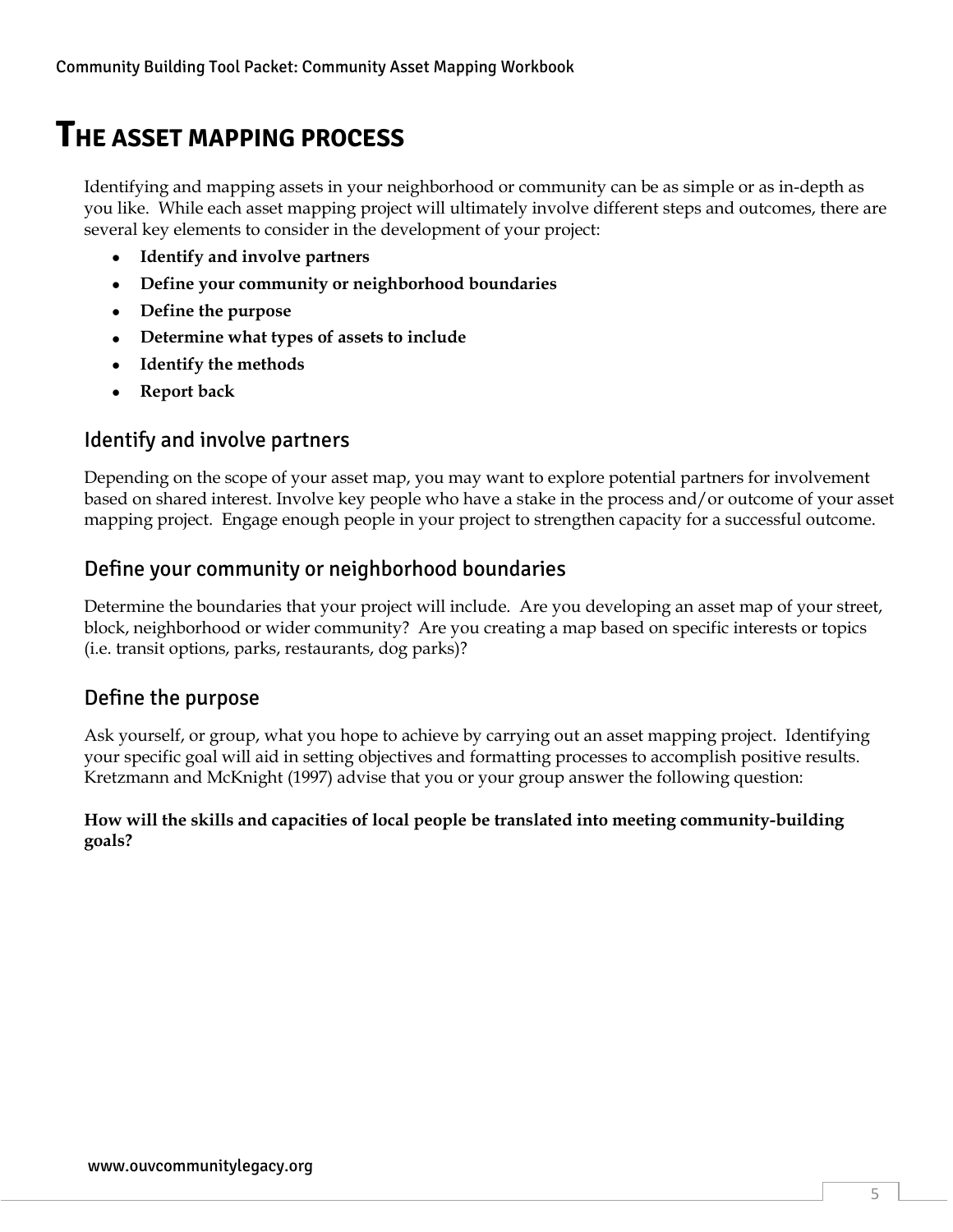# THE ASSET MAPPING PROCESS

Identifying and mapping assets in your neighborhood or community can be as simple or as in-depth as you like. While each asset mapping project will ultimately involve different steps and outcomes, there are several key elements to consider in the development of your project:

- **Identify and involve partners**
- **Define your community or neighborhood boundaries**
- **Define the purpose**
- **Determine what types of assets to include**
- **Identify the methods**
- **Report back**

## Identify and involve partners

Depending on the scope of your asset map, you may want to explore potential partners for involvement based on shared interest. Involve key people who have a stake in the process and/or outcome of your asset mapping project. Engage enough people in your project to strengthen capacity for a successful outcome.

## Define your community or neighborhood boundaries

Determine the boundaries that your project will include. Are you developing an asset map of your street, block, neighborhood or wider community? Are you creating a map based on specific interests or topics (i.e. transit options, parks, restaurants, dog parks)?

## Define the purpose

Ask yourself, or group, what you hope to achieve by carrying out an asset mapping project. Identifying your specific goal will aid in setting objectives and formatting processes to accomplish positive results. Kretzmann and McKnight (1997) advise that you or your group answer the following question:

**How will the skills and capacities of local people be translated into meeting community-building goals?**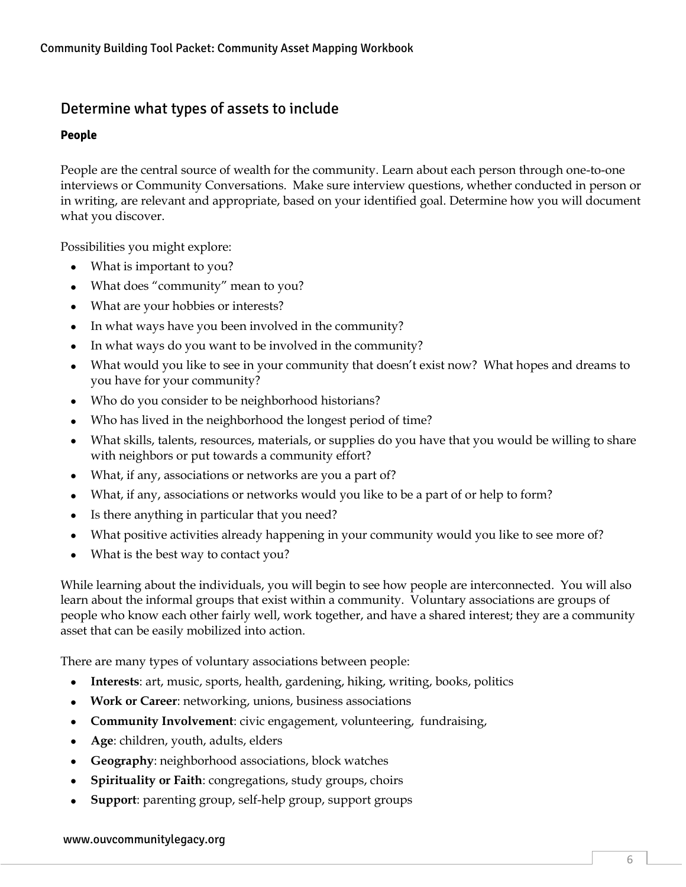## Determine what types of assets to include

### People

People are the central source of wealth for the community. Learn about each person through one-to-one interviews or Community Conversations. Make sure interview questions, whether conducted in person or in writing, are relevant and appropriate, based on your identified goal. Determine how you will document what you discover.

Possibilities you might explore:

- What is important to you?
- What does "community" mean to you?
- What are your hobbies or interests?
- In what ways have you been involved in the community?
- In what ways do you want to be involved in the community?
- What would you like to see in your community that doesn't exist now? What hopes and dreams to you have for your community?
- Who do you consider to be neighborhood historians?
- Who has lived in the neighborhood the longest period of time?
- What skills, talents, resources, materials, or supplies do you have that you would be willing to share with neighbors or put towards a community effort?
- What, if any, associations or networks are you a part of?
- What, if any, associations or networks would you like to be a part of or help to form?
- Is there anything in particular that you need?
- What positive activities already happening in your community would you like to see more of?
- What is the best way to contact you?

While learning about the individuals, you will begin to see how people are interconnected. You will also learn about the informal groups that exist within a community. Voluntary associations are groups of people who know each other fairly well, work together, and have a shared interest; they are a community asset that can be easily mobilized into action.

There are many types of voluntary associations between people:

- **Interests**: art, music, sports, health, gardening, hiking, writing, books, politics
- **Work or Career**: networking, unions, business associations
- **Community Involvement**: civic engagement, volunteering, fundraising,
- **Age**: children, youth, adults, elders
- **Geography**: neighborhood associations, block watches
- **Spirituality or Faith**: congregations, study groups, choirs
- **Support**: parenting group, self-help group, support groups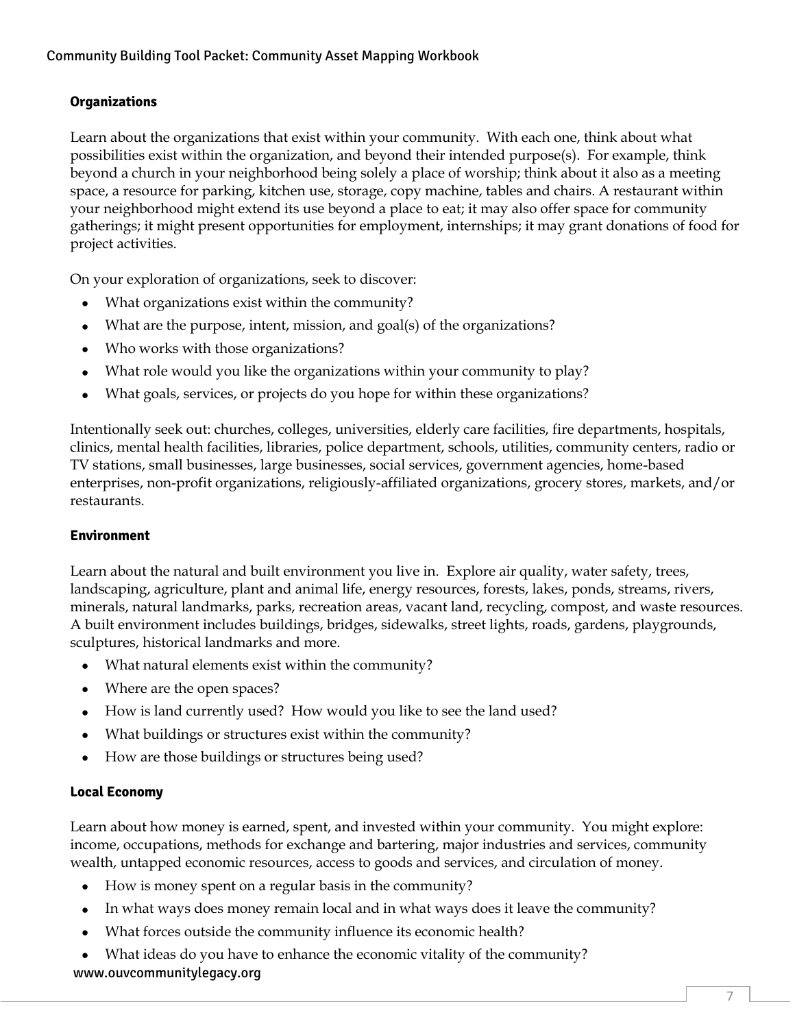### Organizations

Learn about the organizations that exist within your community. With each one, think about what possibilities exist within the organization, and beyond their intended purpose(s). For example, think beyond a church in your neighborhood being solely a place of worship; think about it also as a meeting space, a resource for parking, kitchen use, storage, copy machine, tables and chairs. A restaurant within your neighborhood might extend its use beyond a place to eat; it may also offer space for community gatherings; it might present opportunities for employment, internships; it may grant donations of food for project activities.

On your exploration of organizations, seek to discover:

- What organizations exist within the community?
- What are the purpose, intent, mission, and goal(s) of the organizations?
- Who works with those organizations?
- What role would you like the organizations within your community to play?
- What goals, services, or projects do you hope for within these organizations?

Intentionally seek out: churches, colleges, universities, elderly care facilities, fire departments, hospitals, clinics, mental health facilities, libraries, police department, schools, utilities, community centers, radio or TV stations, small businesses, large businesses, social services, government agencies, home-based enterprises, non-profit organizations, religiously-affiliated organizations, grocery stores, markets, and/or restaurants.

### Environment

Learn about the natural and built environment you live in. Explore air quality, water safety, trees, landscaping, agriculture, plant and animal life, energy resources, forests, lakes, ponds, streams, rivers, minerals, natural landmarks, parks, recreation areas, vacant land, recycling, compost, and waste resources. A built environment includes buildings, bridges, sidewalks, street lights, roads, gardens, playgrounds, sculptures, historical landmarks and more.

- What natural elements exist within the community?
- Where are the open spaces?
- How is land currently used? How would you like to see the land used?
- What buildings or structures exist within the community?
- How are those buildings or structures being used?

### Local Economy

Learn about how money is earned, spent, and invested within your community. You might explore: income, occupations, methods for exchange and bartering, major industries and services, community wealth, untapped economic resources, access to goods and services, and circulation of money.

- How is money spent on a regular basis in the community?
- In what ways does money remain local and in what ways does it leave the community?
- What forces outside the community influence its economic health?
- What ideas do you have to enhance the economic vitality of the community?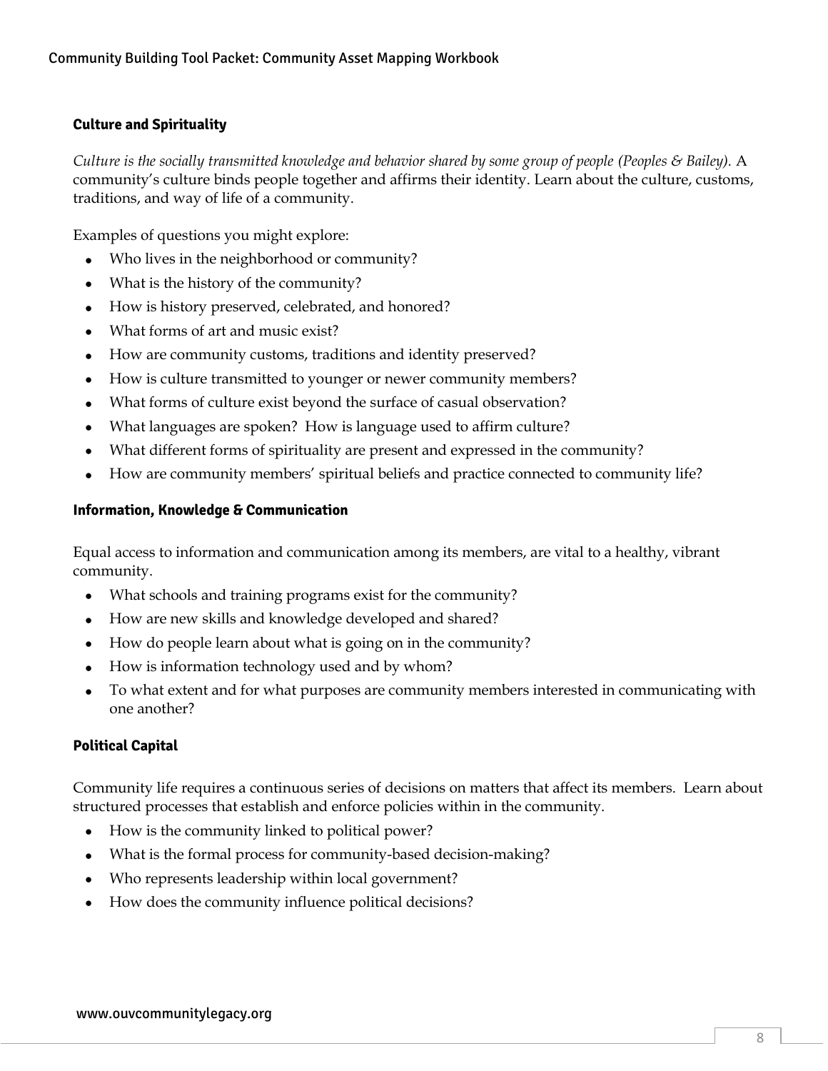### Culture and Spirituality

*Culture is the socially transmitted knowledge and behavior shared by some group of people (Peoples & Bailey).* A community's culture binds people together and affirms their identity. Learn about the culture, customs, traditions, and way of life of a community.

Examples of questions you might explore:

- Who lives in the neighborhood or community?
- What is the history of the community?
- How is history preserved, celebrated, and honored?
- What forms of art and music exist?
- How are community customs, traditions and identity preserved?
- How is culture transmitted to younger or newer community members?
- What forms of culture exist beyond the surface of casual observation?
- What languages are spoken? How is language used to affirm culture?
- What different forms of spirituality are present and expressed in the community?
- How are community members' spiritual beliefs and practice connected to community life?

### Information, Knowledge & Communication

Equal access to information and communication among its members, are vital to a healthy, vibrant community.

- What schools and training programs exist for the community?
- How are new skills and knowledge developed and shared?
- How do people learn about what is going on in the community?
- How is information technology used and by whom?
- To what extent and for what purposes are community members interested in communicating with one another?

### Political Capital

Community life requires a continuous series of decisions on matters that affect its members. Learn about structured processes that establish and enforce policies within in the community.

- How is the community linked to political power?
- What is the formal process for community-based decision-making?
- Who represents leadership within local government?
- How does the community influence political decisions?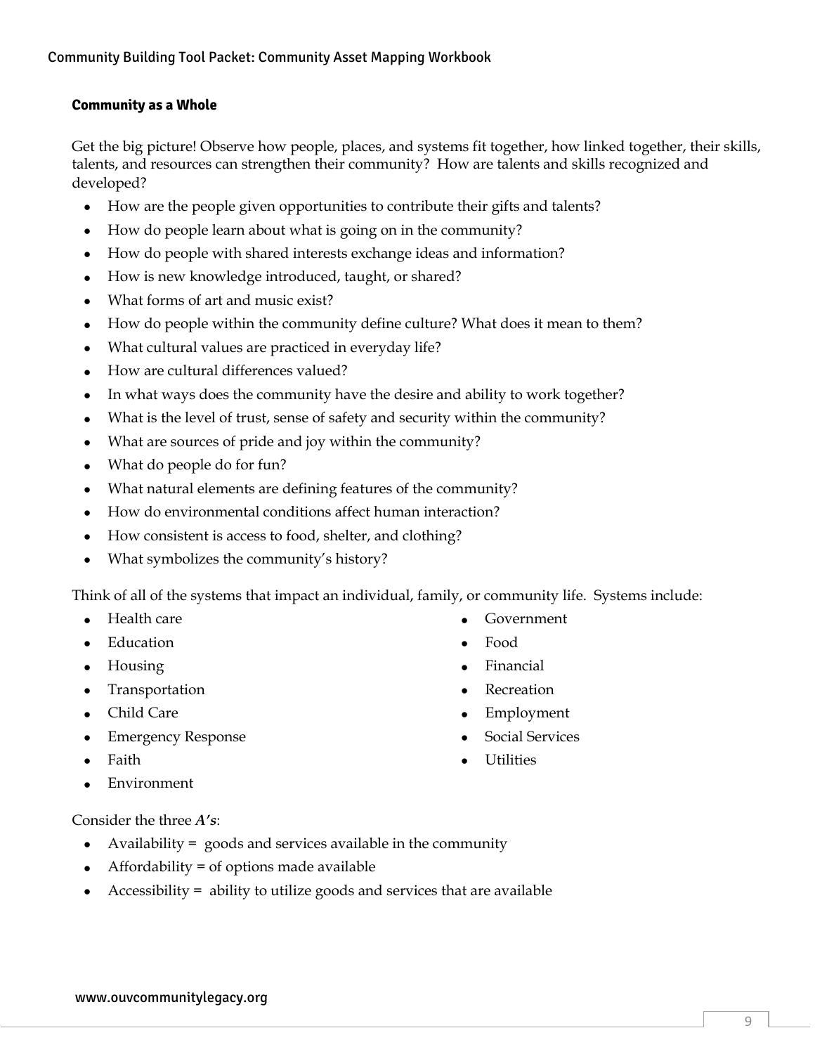**Community as a Whole**

Get the big picture! Observe how people, places, and systems fit together, how linked together, their skills, talents, and resources can strengthen their community? How are talents and skills recognized and developed?

- How are the people given opportunities to contribute their gifts and talents?
- How do people learn about what is going on in the community?
- How do people with shared interests exchange ideas and information?
- How is new knowledge introduced, taught, or shared?
- What forms of art and music exist?
- How do people within the community define culture? What does it mean to them?
- What cultural values are practiced in everyday life?
- How are cultural differences valued?
- In what ways does the community have the desire and ability to work together?
- What is the level of trust, sense of safety and security within the community?
- What are sources of pride and joy within the community?
- What do people do for fun?
- What natural elements are defining features of the community?
- How do environmental conditions affect human interaction?
- How consistent is access to food, shelter, and clothing?
- What symbolizes the community's history?

Think of all of the systems that impact an individual, family, or community life. Systems include:

- Health care
- Education
- Housing
- Transportation
- Child Care
- Emergency Response
- Faith
- Environment
- Government
- Food
- Financial
- Recreation
- Employment
- Social Services
- Utilities

Consider the three ***A's***:

- Availability = goods and services available in the community
- Affordability = of options made available
- Accessibility = ability to utilize goods and services that are available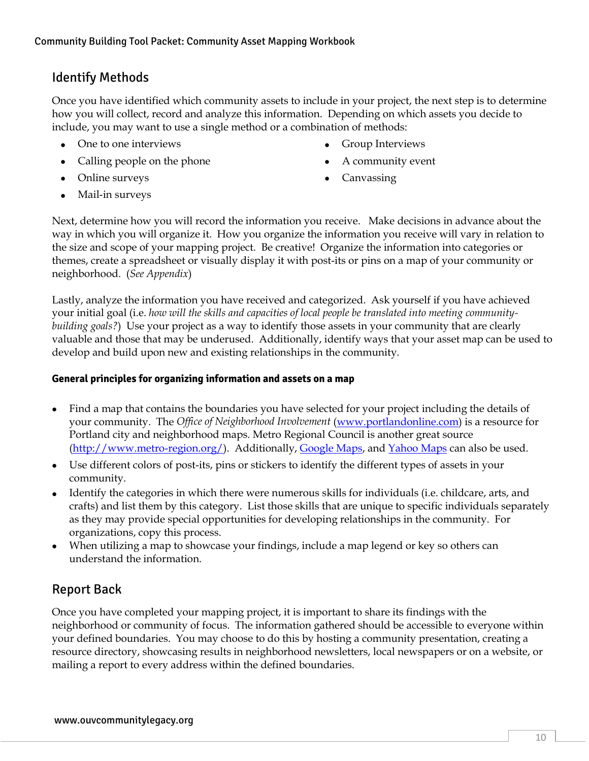## Identify Methods

Once you have identified which community assets to include in your project, the next step is to determine how you will collect, record and analyze this information. Depending on which assets you decide to include, you may want to use a single method or a combination of methods:

- One to one interviews
- Calling people on the phone
- Online surveys
- Mail-in surveys
- Group Interviews
- A community event
- Canvassing

Next, determine how you will record the information you receive. Make decisions in advance about the way in which you will organize it. How you organize the information you receive will vary in relation to the size and scope of your mapping project. Be creative! Organize the information into categories or themes, create a spreadsheet or visually display it with post-its or pins on a map of your community or neighborhood. (*See Appendix*)

Lastly, analyze the information you have received and categorized. Ask yourself if you have achieved your initial goal (i.e. *how will the skills and capacities of local people be translated into meeting community-building goals?*) Use your project as a way to identify those assets in your community that are clearly valuable and those that may be underused. Additionally, identify ways that your asset map can be used to develop and build upon new and existing relationships in the community.

**General principles for organizing information and assets on a map**

- Find a map that contains the boundaries you have selected for your project including the details of your community. The *Office of Neighborhood Involvement* ([www.portlandonline.com](www.portlandonline.com)) is a resource for Portland city and neighborhood maps. Metro Regional Council is another great source ([http://www.metro-region.org/](http://www.metro-region.org/)). Additionally, Google Maps, and Yahoo Maps can also be used.
- Use different colors of post-its, pins or stickers to identify the different types of assets in your community.
- Identify the categories in which there were numerous skills for individuals (i.e. childcare, arts, and crafts) and list them by this category. List those skills that are unique to specific individuals separately as they may provide special opportunities for developing relationships in the community. For organizations, copy this process.
- When utilizing a map to showcase your findings, include a map legend or key so others can understand the information.

## Report Back

Once you have completed your mapping project, it is important to share its findings with the neighborhood or community of focus. The information gathered should be accessible to everyone within your defined boundaries. You may choose to do this by hosting a community presentation, creating a resource directory, showcasing results in neighborhood newsletters, local newspapers or on a website, or mailing a report to every address within the defined boundaries.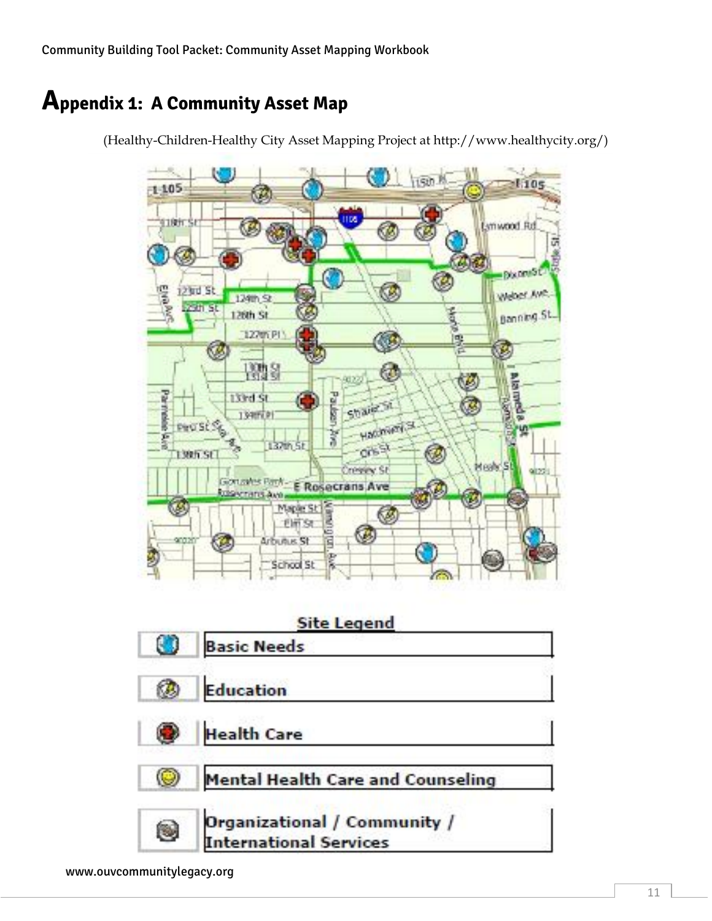# Appendix 1: A Community Asset Map

(Healthy-Children-Healthy City Asset Mapping Project at http://www.healthycity.org/)

**Site Legend**

| | |
|---|---|
| | Basic Needs |
| | Education |
| | Health Care |
| | Mental Health Care and Counseling |
| | Organizational / Community / International Services |

www.ouvcommunitylegacy.org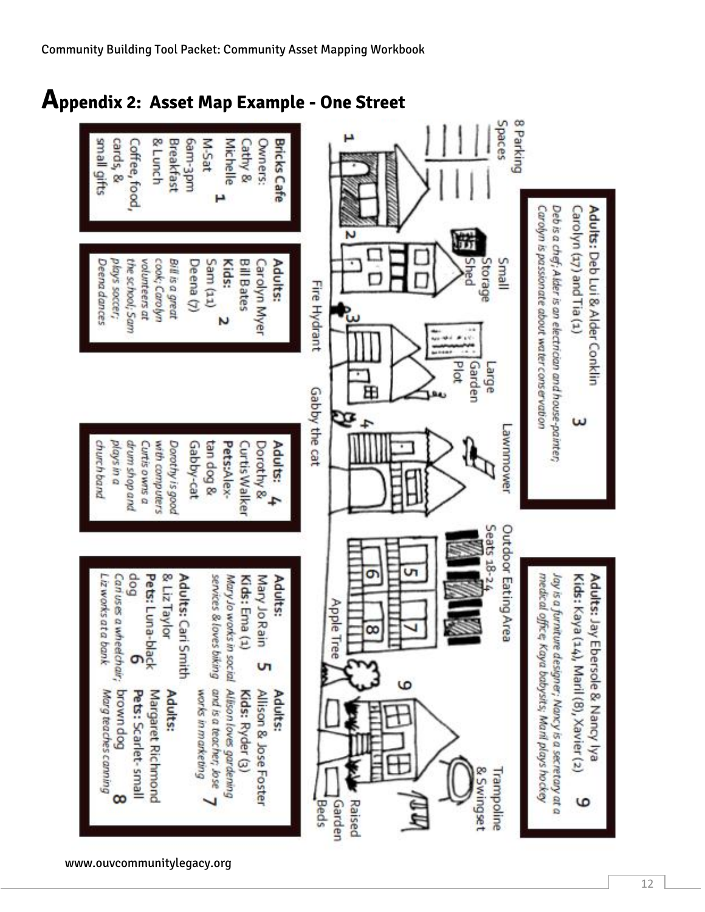# Appendix 2: Asset Map Example - One Street

**Bricks Cafe**
Owners:
Cathy &
Michelle **1**
M-Sat
6am-3pm
Breakfast
& Lunch
Coffee, food,
cards, &
small gifts

**Adults:**
Carolyn Myer
Bill Bates
**Kids:** **2**
Sam (11)
Deena (7)
*Bill is a great cook; Carolyn volunteers at the school; Sam plays soccer; Deena dances*

**Adults:** Deb Lui & Alder Conklin **3**
Carolyn (17) and Tia (1)
*Deb is a chef; Alder is an electrician and house-painter; Carolyn is passionate about water conservation*

**Adults:** **4**
Dorothy &
Curtis Walker
**Pets:** Alex-tan dog &
Gabby-cat
*Dorothy is good with computers; Curtis owns a drum shop and plays in a church band*

**Adults:**
Mary Jo Rain **5**
**Kids:** Erna (1)
*Mary Jo works in social services & loves biking*

**Adults:** Cari Smith
& Liz Taylor
**Pets:** Luna-black
dog **6**
*Cari uses a wheelchair; Liz works at a bank*

**Adults:**
Allison & Jose Foster
**Kids:** Ryder (3)
*Allison loves gardening and is a teacher; Jose works in marketing* **7**

**Adults:**
Margaret Richmond
**Pets:** Scarlet- small
brown dog **8**
*Marg teaches canning*

**Adults:** Jay Ebersole & Nancy Iya **9**
**Kids:** Kaya (14), Maril (8), Xavier (2)
*Jay is a furniture designer; Nancy is a secretary at a medical office; Kaya babysits; Maril plays hockey*

Map labels: 8 Parking Spaces; Small Storage Shed; Fire Hydrant; Large Garden Plot; Gabby the cat; Lawnmower; Outdoor Eating Area Seats 18-24; Apple Tree; Trampoline & Swingset; Raised Garden Beds

www.ouvcommunitylegacy.org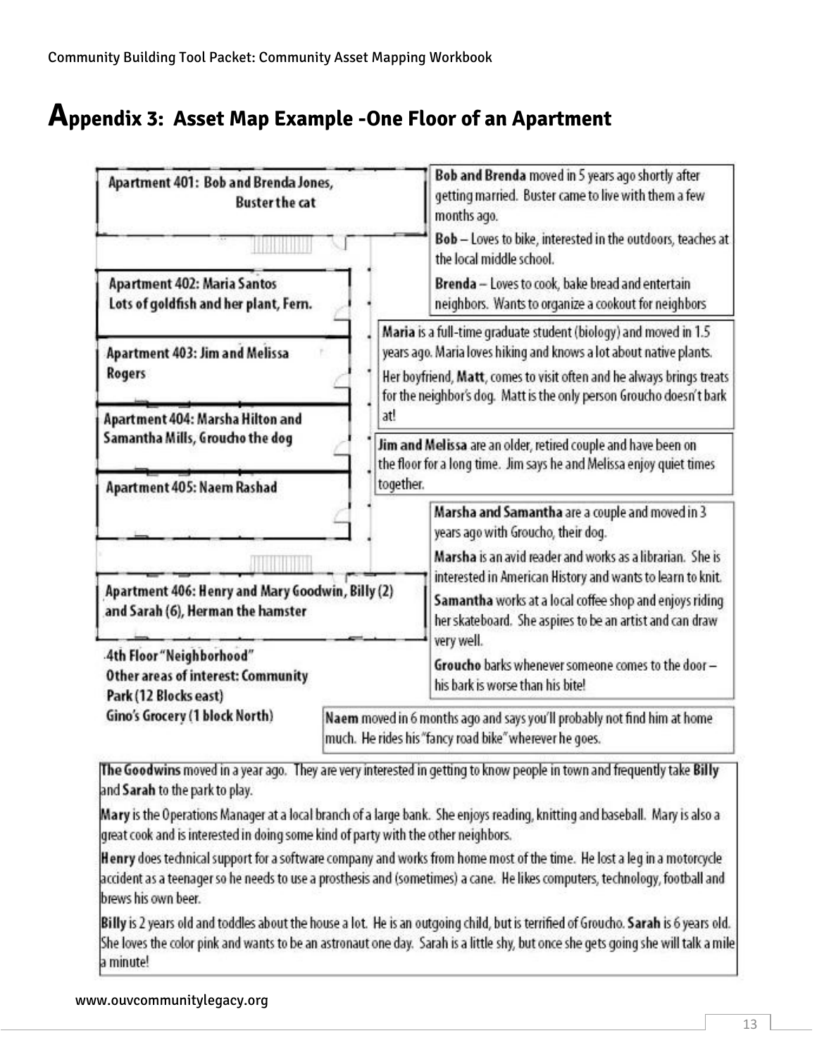# Appendix 3: Asset Map Example -One Floor of an Apartment

**Apartment 401: Bob and Brenda Jones, Buster the cat**

**Apartment 402: Maria Santos**
**Lots of goldfish and her plant, Fern.**

**Apartment 403: Jim and Melissa Rogers**

**Apartment 404: Marsha Hilton and Samantha Mills, Groucho the dog**

**Apartment 405: Naem Rashad**

**Apartment 406: Henry and Mary Goodwin, Billy (2) and Sarah (6), Herman the hamster**

**4th Floor "Neighborhood"**
**Other areas of interest: Community Park (12 Blocks east)**
**Gino's Grocery (1 block North)**

**Bob and Brenda** moved in 5 years ago shortly after getting married. Buster came to live with them a few months ago.

**Bob** – Loves to bike, interested in the outdoors, teaches at the local middle school.

**Brenda** – Loves to cook, bake bread and entertain neighbors. Wants to organize a cookout for neighbors

**Maria** is a full-time graduate student (biology) and moved in 1.5 years ago. Maria loves hiking and knows a lot about native plants.

Her boyfriend, **Matt**, comes to visit often and he always brings treats for the neighbor's dog. Matt is the only person Groucho doesn't bark at!

**Jim and Melissa** are an older, retired couple and have been on the floor for a long time. Jim says he and Melissa enjoy quiet times together.

**Marsha and Samantha** are a couple and moved in 3 years ago with Groucho, their dog.

**Marsha** is an avid reader and works as a librarian. She is interested in American History and wants to learn to knit.

**Samantha** works at a local coffee shop and enjoys riding her skateboard. She aspires to be an artist and can draw very well.

**Groucho** barks whenever someone comes to the door – his bark is worse than his bite!

**Naem** moved in 6 months ago and says you'll probably not find him at home much. He rides his "fancy road bike" wherever he goes.

**The Goodwins** moved in a year ago. They are very interested in getting to know people in town and frequently take **Billy** and **Sarah** to the park to play.

**Mary** is the Operations Manager at a local branch of a large bank. She enjoys reading, knitting and baseball. Mary is also a great cook and is interested in doing some kind of party with the other neighbors.

**Henry** does technical support for a software company and works from home most of the time. He lost a leg in a motorcycle accident as a teenager so he needs to use a prosthesis and (sometimes) a cane. He likes computers, technology, football and brews his own beer.

**Billy** is 2 years old and toddles about the house a lot. He is an outgoing child, but is terrified of Groucho. **Sarah** is 6 years old. She loves the color pink and wants to be an astronaut one day. Sarah is a little shy, but once she gets going she will talk a mile a minute!

www.ouvcommunitylegacy.org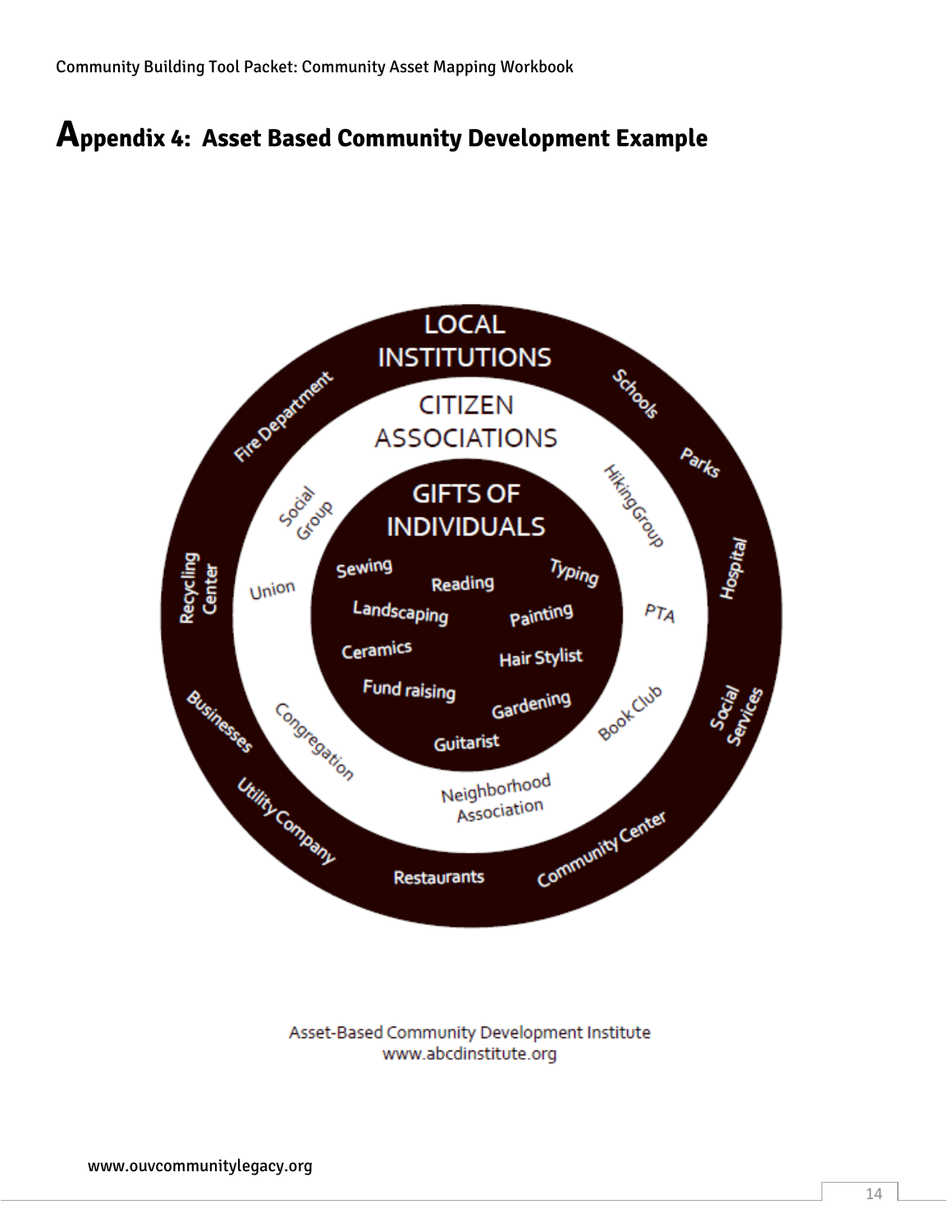## Appendix 4: Asset Based Community Development Example

LOCAL INSTITUTIONS

Fire Department, Schools, Parks, Hospital, Social Services, Community Center, Restaurants, Utility Company, Businesses, Recycling Center

CITIZEN ASSOCIATIONS

Social Group, Hiking Group, PTA, Book Club, Neighborhood Association, Congregation, Union

GIFTS OF INDIVIDUALS

Sewing, Reading, Typing, Landscaping, Painting, Ceramics, Hair Stylist, Fund raising, Gardening, Guitarist

Asset-Based Community Development Institute
www.abcdinstitute.org

www.ouvcommunitylegacy.org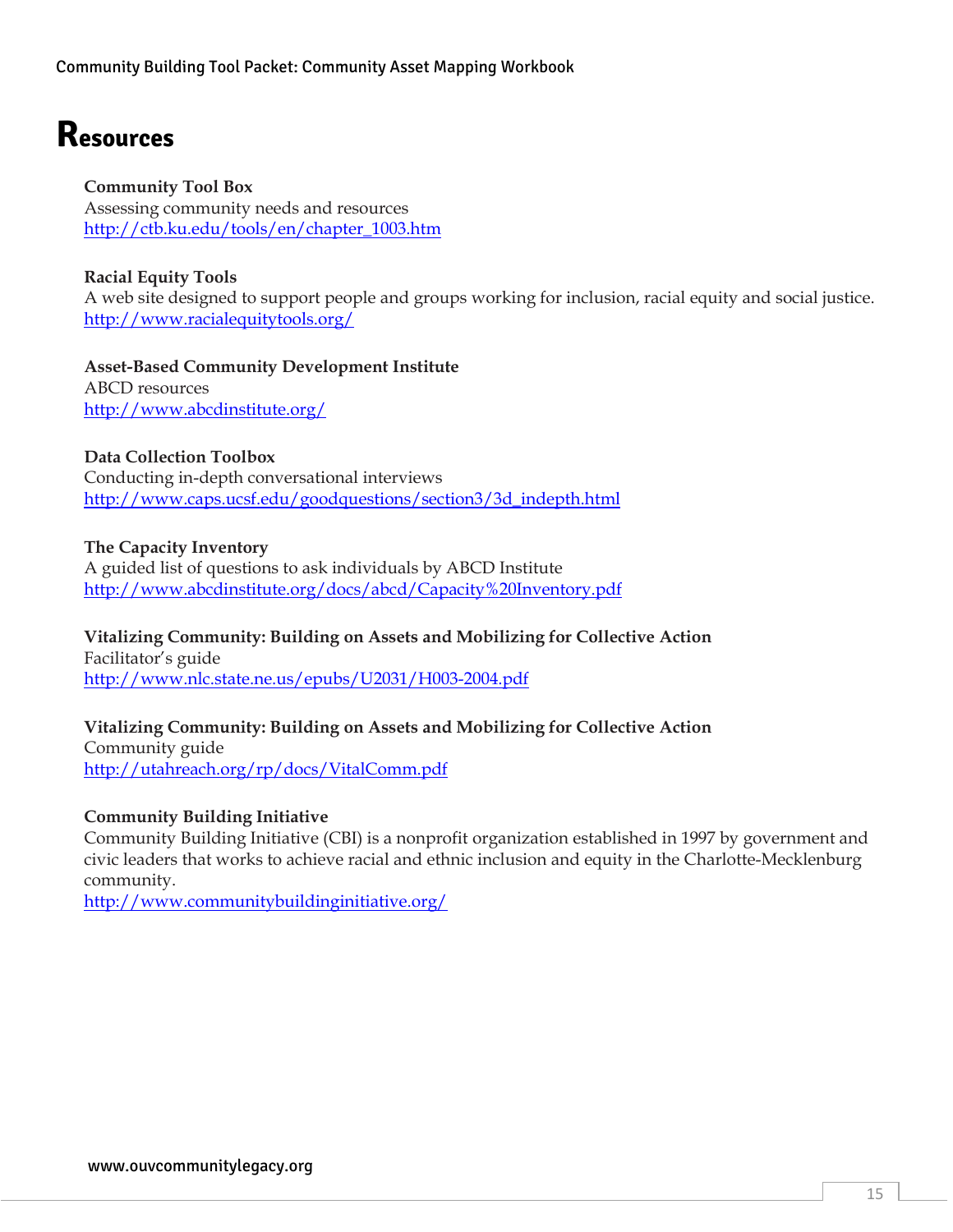# Resources

**Community Tool Box**
Assessing community needs and resources
http://ctb.ku.edu/tools/en/chapter_1003.htm

**Racial Equity Tools**
A web site designed to support people and groups working for inclusion, racial equity and social justice.
http://www.racialequitytools.org/

**Asset-Based Community Development Institute**
ABCD resources
http://www.abcdinstitute.org/

**Data Collection Toolbox**
Conducting in-depth conversational interviews
http://www.caps.ucsf.edu/goodquestions/section3/3d_indepth.html

**The Capacity Inventory**
A guided list of questions to ask individuals by ABCD Institute
http://www.abcdinstitute.org/docs/abcd/Capacity%20Inventory.pdf

**Vitalizing Community: Building on Assets and Mobilizing for Collective Action**
Facilitator's guide
http://www.nlc.state.ne.us/epubs/U2031/H003-2004.pdf

**Vitalizing Community: Building on Assets and Mobilizing for Collective Action**
Community guide
http://utahreach.org/rp/docs/VitalComm.pdf

**Community Building Initiative**
Community Building Initiative (CBI) is a nonprofit organization established in 1997 by government and civic leaders that works to achieve racial and ethnic inclusion and equity in the Charlotte-Mecklenburg community.
http://www.communitybuildinginitiative.org/